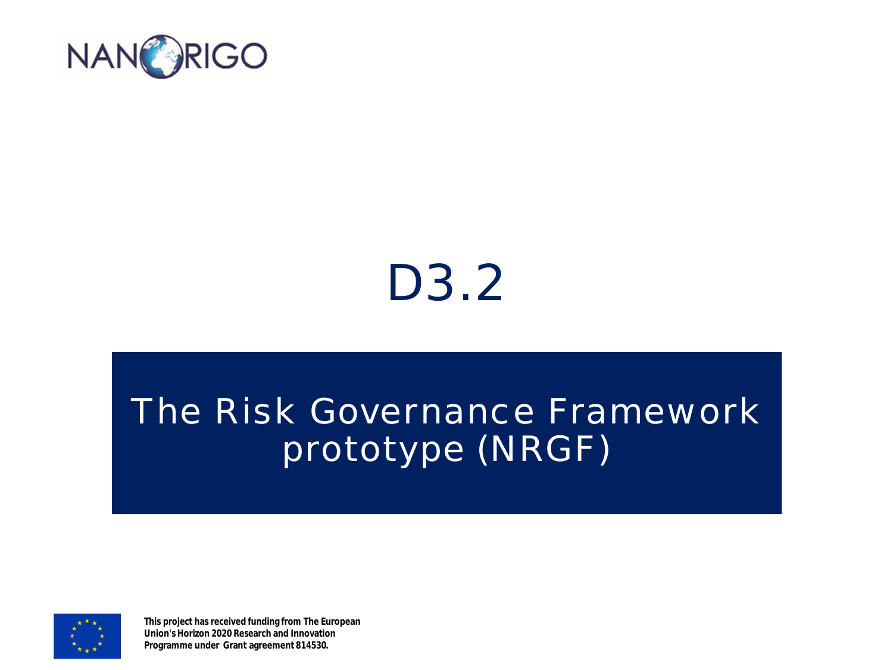NANORIGO

# D3.2

## The Risk Governance Framework prototype (NRGF)

**This project has received funding from The European Union's Horizon 2020 Research and Innovation Programme under Grant agreement 814530.**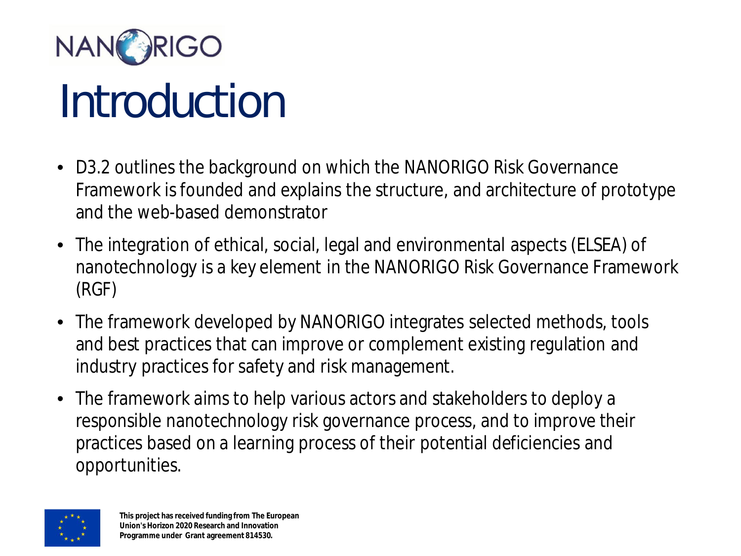# Introduction

- D3.2 outlines the background on which the NANORIGO Risk Governance Framework is founded and explains the structure, and architecture of prototype and the web-based demonstrator
- The integration of ethical, social, legal and environmental aspects (ELSEA) of nanotechnology is a key element in the NANORIGO Risk Governance Framework (RGF)
- The framework developed by NANORIGO integrates selected methods, tools and best practices that can improve or complement existing regulation and industry practices for safety and risk management.
- The framework aims to help various actors and stakeholders to deploy a responsible nanotechnology risk governance process, and to improve their practices based on a learning process of their potential deficiencies and opportunities.

**This project has received funding from The European Union's Horizon 2020 Research and Innovation Programme under Grant agreement 814530.**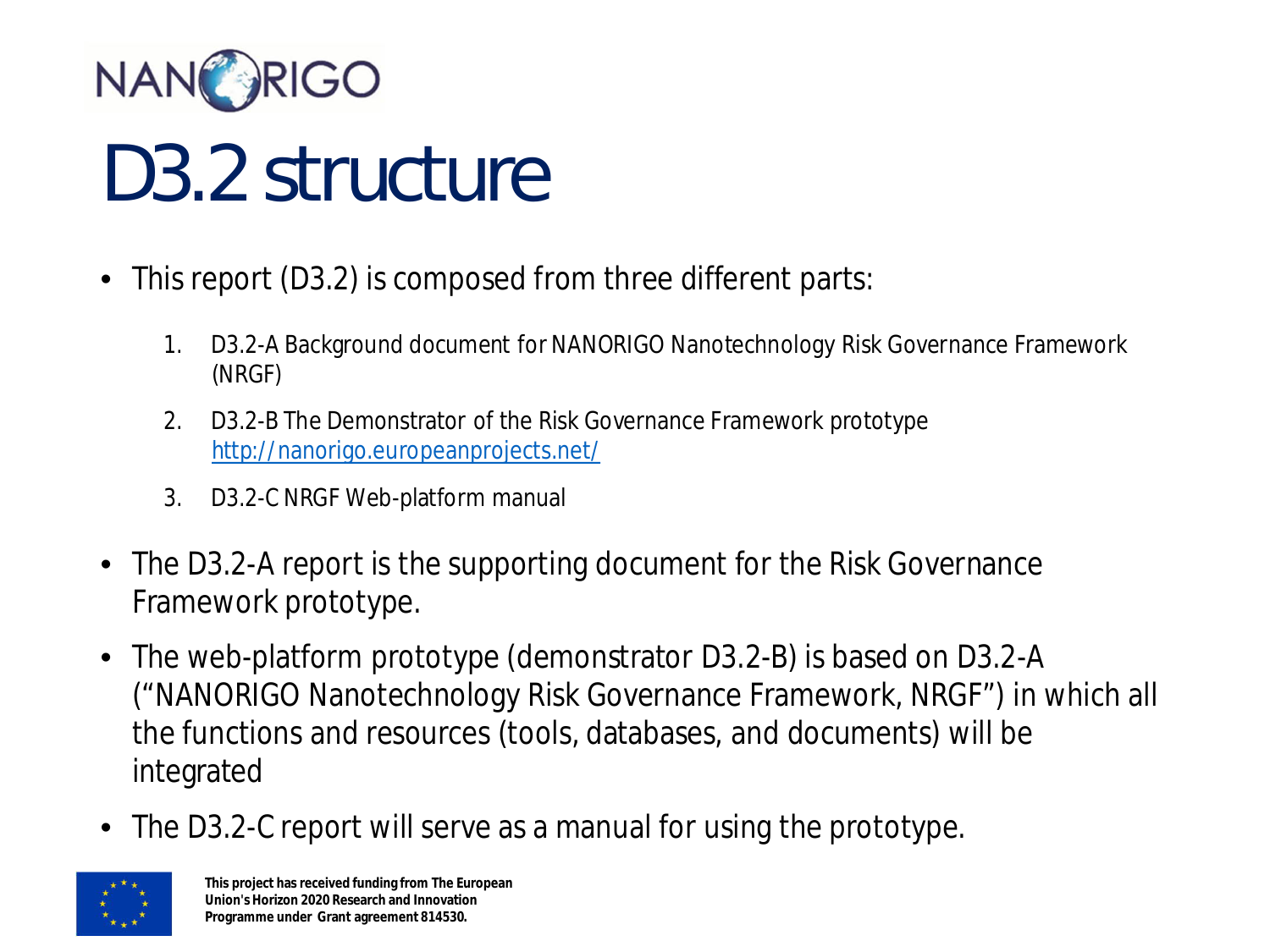# D3.2 structure

- This report (D3.2) is composed from three different parts:

  1. D3.2-A Background document for NANORIGO Nanotechnology Risk Governance Framework (NRGF)
  2. D3.2-B The Demonstrator of the Risk Governance Framework prototype http://nanorigo.europeanprojects.net/
  3. D3.2-C NRGF Web-platform manual

- The D3.2-A report is the supporting document for the Risk Governance Framework prototype.
- The web-platform prototype (demonstrator D3.2-B) is based on D3.2-A ("NANORIGO Nanotechnology Risk Governance Framework, NRGF") in which all the functions and resources (tools, databases, and documents) will be integrated
- The D3.2-C report will serve as a manual for using the prototype.

**This project has received funding from The European Union's Horizon 2020 Research and Innovation Programme under Grant agreement 814530.**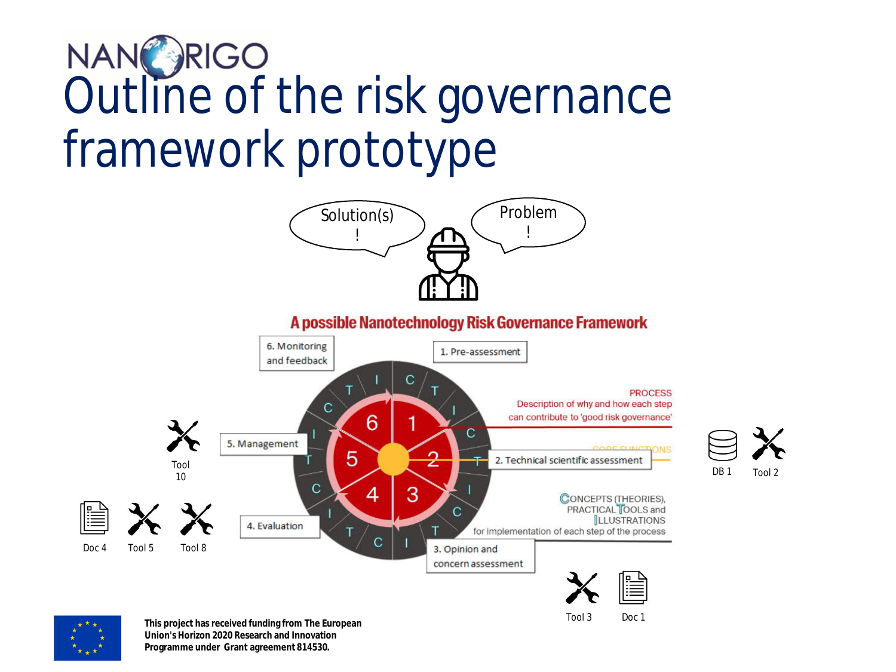# NANORIGO

# Outline of the risk governance framework prototype

Solution(s) !

Problem !

**A possible Nanotechnology Risk Governance Framework**

6. Monitoring and feedback

1. Pre-assessment

PROCESS
Description of why and how each step can contribute to 'good risk governance'

CORE FUNCTIONS

5. Management

2. Technical scientific assessment

CONCEPTS (THEORIES), PRACTICAL TOOLS and ILLUSTRATIONS for implementation of each step of the process

4. Evaluation

3. Opinion and concern assessment

Tool 10

Doc 4 Tool 5 Tool 8

DB 1 Tool 2

Tool 3 Doc 1

**This project has received funding from The European Union's Horizon 2020 Research and Innovation Programme under Grant agreement 814530.**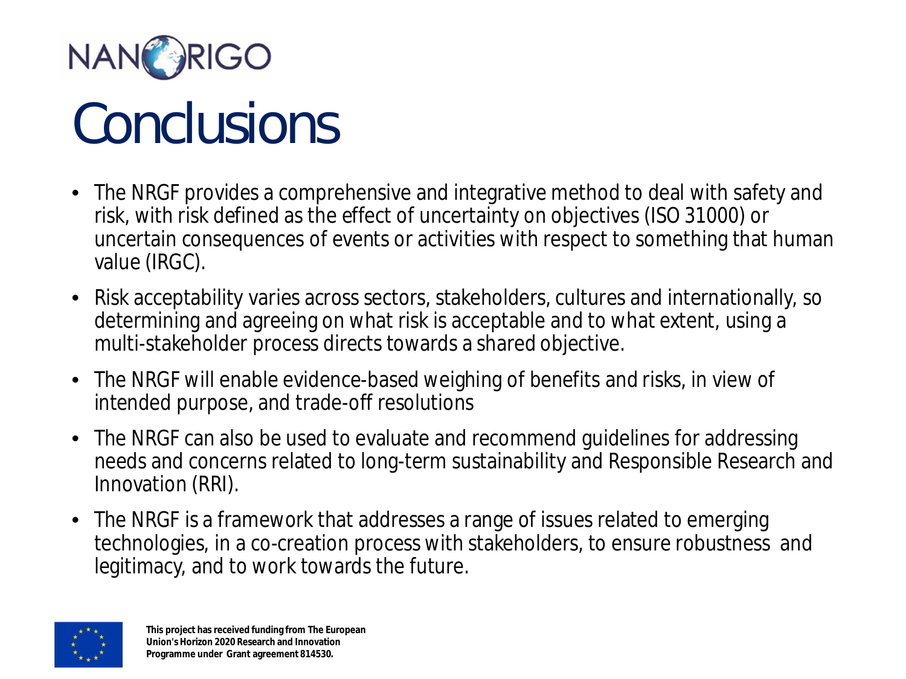NANORIGO

# Conclusions

- The NRGF provides a comprehensive and integrative method to deal with safety and risk, with risk defined as the effect of uncertainty on objectives (ISO 31000) or uncertain consequences of events or activities with respect to something that human value (IRGC).
- Risk acceptability varies across sectors, stakeholders, cultures and internationally, so determining and agreeing on what risk is acceptable and to what extent, using a multi-stakeholder process directs towards a shared objective.
- The NRGF will enable evidence-based weighing of benefits and risks, in view of intended purpose, and trade-off resolutions
- The NRGF can also be used to evaluate and recommend guidelines for addressing needs and concerns related to long-term sustainability and Responsible Research and Innovation (RRI).
- The NRGF is a framework that addresses a range of issues related to emerging technologies, in a co-creation process with stakeholders, to ensure robustness and legitimacy, and to work towards the future.

**This project has received funding from The European Union's Horizon 2020 Research and Innovation Programme under Grant agreement 814530.**